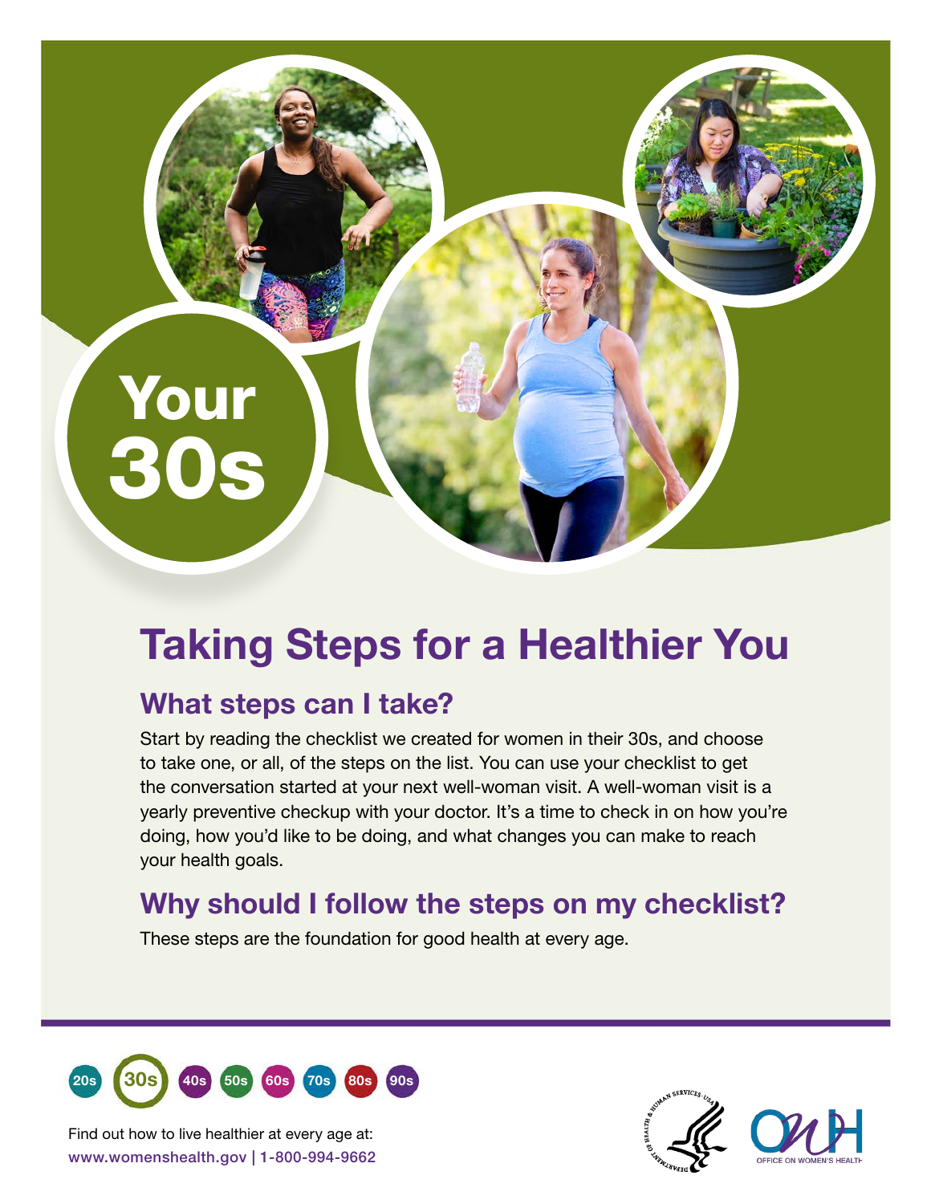# Your 30s

## Taking Steps for a Healthier You

### What steps can I take?

Start by reading the checklist we created for women in their 30s, and choose to take one, or all, of the steps on the list. You can use your checklist to get the conversation started at your next well-woman visit. A well-woman visit is a yearly preventive checkup with your doctor. It's a time to check in on how you're doing, how you'd like to be doing, and what changes you can make to reach your health goals.

### Why should I follow the steps on my checklist?

These steps are the foundation for good health at every age.

20s 30s 40s 50s 60s 70s 80s 90s

Find out how to live healthier at every age at:
**www.womenshealth.gov | 1-800-994-9662**

OFFICE ON WOMEN'S HEALTH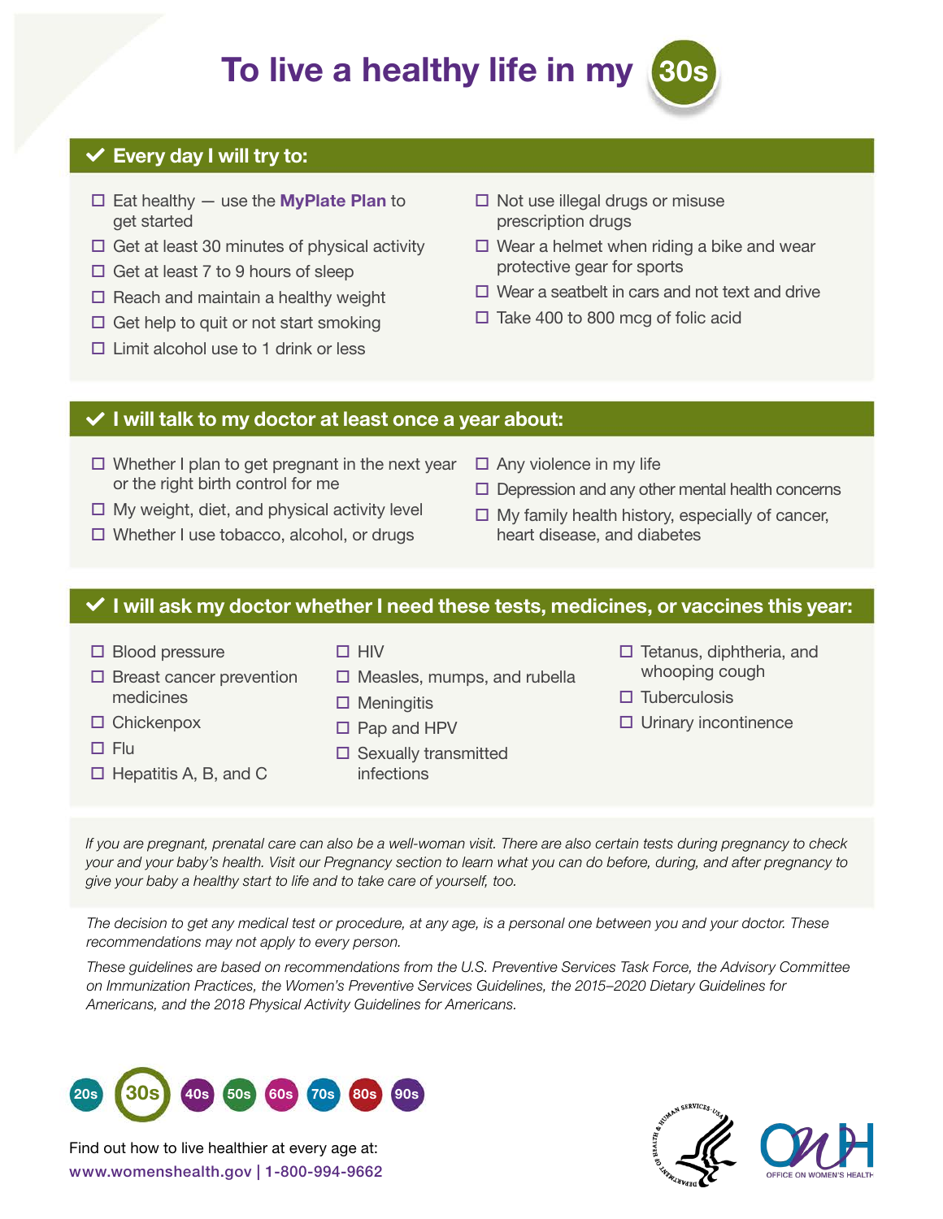# To live a healthy life in my 30s

## ✔ Every day I will try to:

- ☐ Eat healthy — use the **MyPlate Plan** to get started
- ☐ Get at least 30 minutes of physical activity
- ☐ Get at least 7 to 9 hours of sleep
- ☐ Reach and maintain a healthy weight
- ☐ Get help to quit or not start smoking
- ☐ Limit alcohol use to 1 drink or less
- ☐ Not use illegal drugs or misuse prescription drugs
- ☐ Wear a helmet when riding a bike and wear protective gear for sports
- ☐ Wear a seatbelt in cars and not text and drive
- ☐ Take 400 to 800 mcg of folic acid

## ✔ I will talk to my doctor at least once a year about:

- ☐ Whether I plan to get pregnant in the next year or the right birth control for me
- ☐ My weight, diet, and physical activity level
- ☐ Whether I use tobacco, alcohol, or drugs
- ☐ Any violence in my life
- ☐ Depression and any other mental health concerns
- ☐ My family health history, especially of cancer, heart disease, and diabetes

## ✔ I will ask my doctor whether I need these tests, medicines, or vaccines this year:

- ☐ Blood pressure
- ☐ Breast cancer prevention medicines
- ☐ Chickenpox
- ☐ Flu
- ☐ Hepatitis A, B, and C
- ☐ HIV
- ☐ Measles, mumps, and rubella
- ☐ Meningitis
- ☐ Pap and HPV
- ☐ Sexually transmitted infections
- ☐ Tetanus, diphtheria, and whooping cough
- ☐ Tuberculosis
- ☐ Urinary incontinence

*If you are pregnant, prenatal care can also be a well-woman visit. There are also certain tests during pregnancy to check your and your baby's health. Visit our Pregnancy section to learn what you can do before, during, and after pregnancy to give your baby a healthy start to life and to take care of yourself, too.*

*The decision to get any medical test or procedure, at any age, is a personal one between you and your doctor. These recommendations may not apply to every person.*

*These guidelines are based on recommendations from the U.S. Preventive Services Task Force, the Advisory Committee on Immunization Practices, the Women's Preventive Services Guidelines, the 2015–2020 Dietary Guidelines for Americans, and the 2018 Physical Activity Guidelines for Americans.*

20s 30s 40s 50s 60s 70s 80s 90s

Find out how to live healthier at every age at:
www.womenshealth.gov | 1-800-994-9662

OFFICE ON WOMEN'S HEALTH